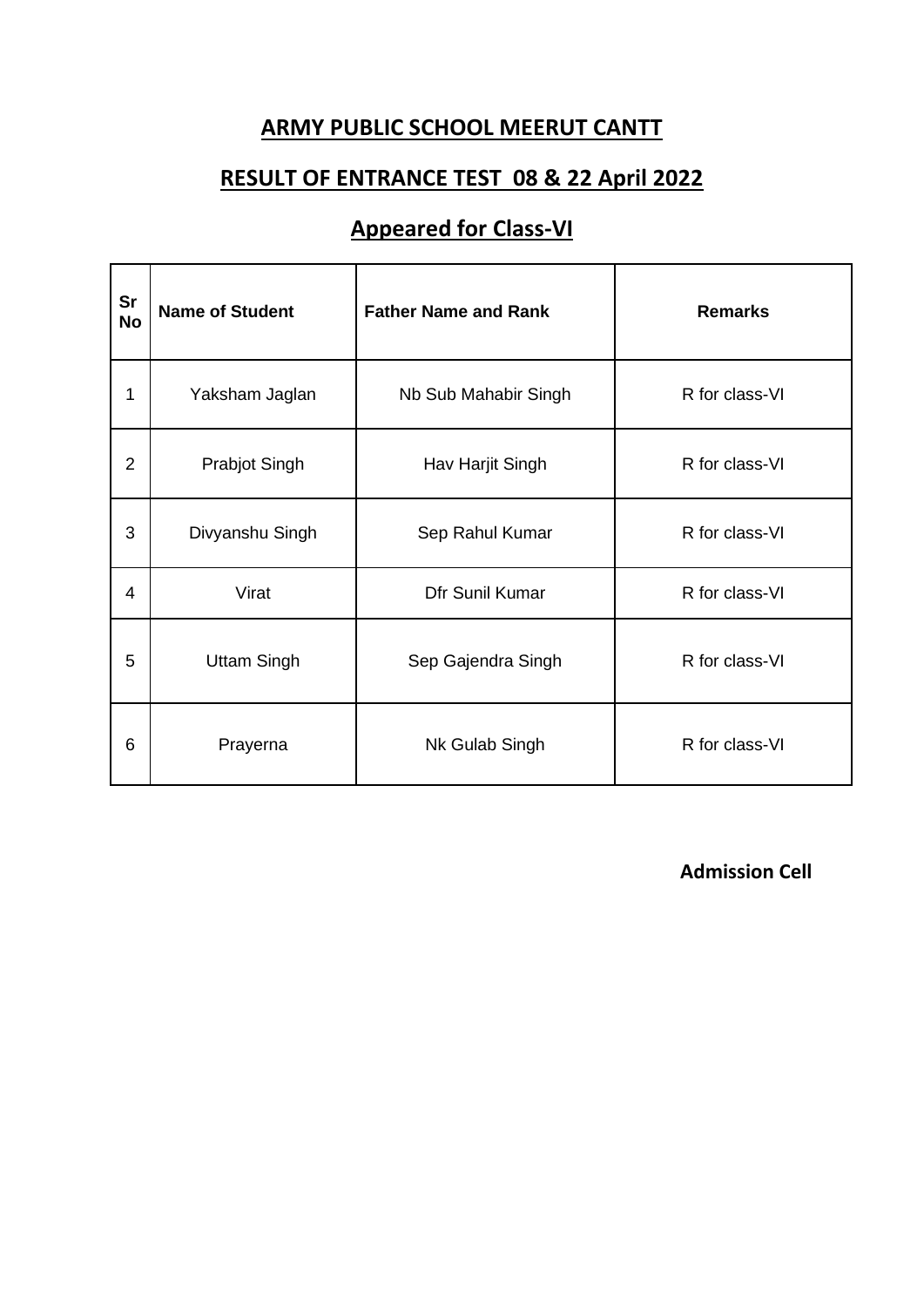# ARMY PUBLIC SCHOOL MEERUT CANTT

## RESULT OF ENTRANCE TEST 08 & 22 April 2022

## Appeared for Class-VI

| Sr No | Name of Student | Father Name and Rank | Remarks |
|---|---|---|---|
| 1 | Yaksham Jaglan | Nb Sub Mahabir Singh | R for class-VI |
| 2 | Prabjot Singh | Hav Harjit Singh | R for class-VI |
| 3 | Divyanshu Singh | Sep Rahul Kumar | R for class-VI |
| 4 | Virat | Dfr Sunil Kumar | R for class-VI |
| 5 | Uttam Singh | Sep Gajendra Singh | R for class-VI |
| 6 | Prayerna | Nk Gulab Singh | R for class-VI |

**Admission Cell**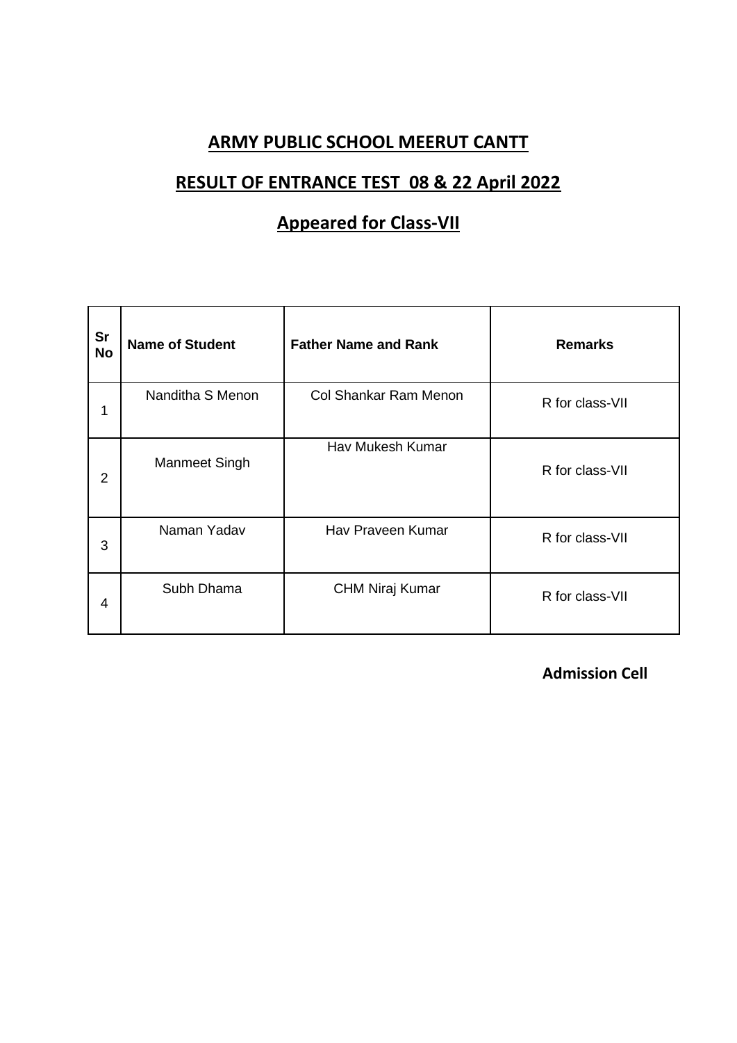## ARMY PUBLIC SCHOOL MEERUT CANTT

## RESULT OF ENTRANCE TEST 08 & 22 April 2022

## Appeared for Class-VII

| Sr No | Name of Student | Father Name and Rank | Remarks |
|---|---|---|---|
| 1 | Nanditha S Menon | Col Shankar Ram Menon | R for class-VII |
| 2 | Manmeet Singh | Hav Mukesh Kumar | R for class-VII |
| 3 | Naman Yadav | Hav Praveen Kumar | R for class-VII |
| 4 | Subh Dhama | CHM Niraj Kumar | R for class-VII |

**Admission Cell**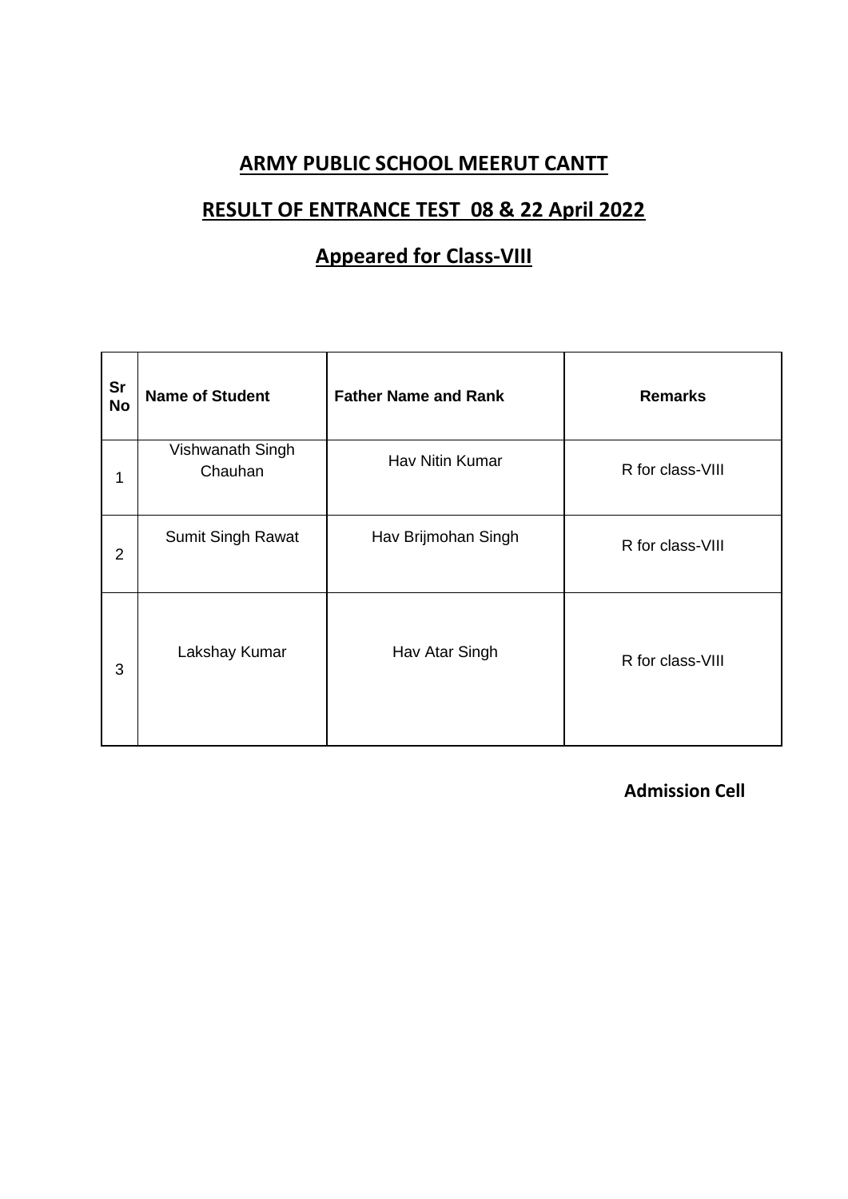# ARMY PUBLIC SCHOOL MEERUT CANTT

## RESULT OF ENTRANCE TEST 08 & 22 April 2022

## Appeared for Class-VIII

| Sr No | Name of Student | Father Name and Rank | Remarks |
|---|---|---|---|
| 1 | Vishwanath Singh Chauhan | Hav Nitin Kumar | R for class-VIII |
| 2 | Sumit Singh Rawat | Hav Brijmohan Singh | R for class-VIII |
| 3 | Lakshay Kumar | Hav Atar Singh | R for class-VIII |

**Admission Cell**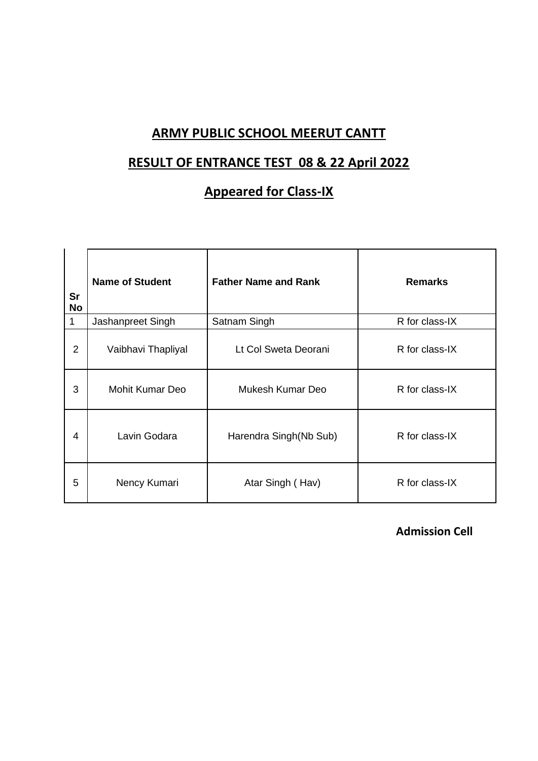## ARMY PUBLIC SCHOOL MEERUT CANTT

## RESULT OF ENTRANCE TEST 08 & 22 April 2022

## Appeared for Class-IX

| Sr No | Name of Student | Father Name and Rank | Remarks |
|---|---|---|---|
| 1 | Jashanpreet Singh | Satnam Singh | R for class-IX |
| 2 | Vaibhavi Thapliyal | Lt Col Sweta Deorani | R for class-IX |
| 3 | Mohit Kumar Deo | Mukesh Kumar Deo | R for class-IX |
| 4 | Lavin Godara | Harendra Singh(Nb Sub) | R for class-IX |
| 5 | Nency Kumari | Atar Singh ( Hav) | R for class-IX |

**Admission Cell**